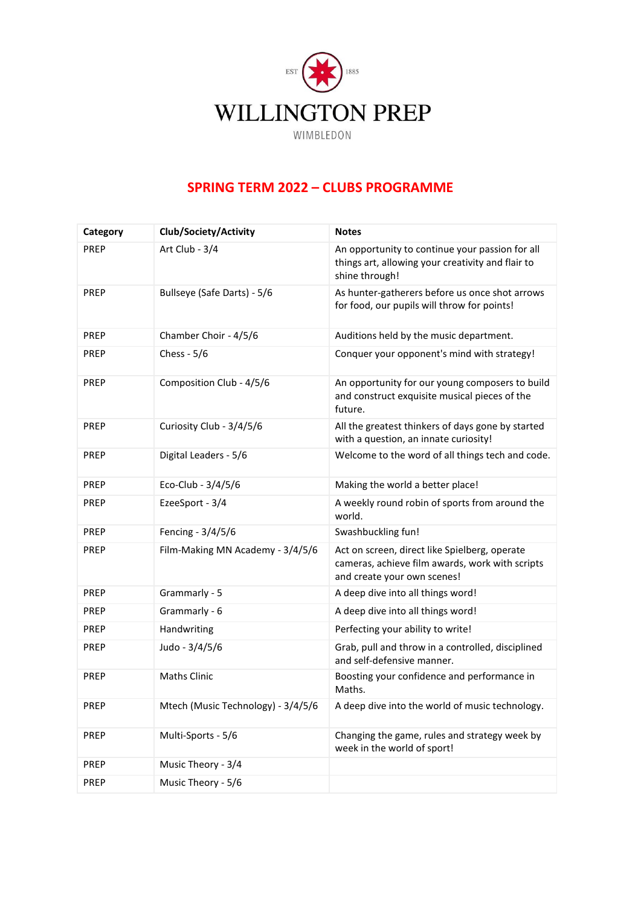EST 1885

# WILLINGTON PREP

WIMBLEDON

## SPRING TERM 2022 – CLUBS PROGRAMME

| Category | Club/Society/Activity | Notes |
|---|---|---|
| PREP | Art Club - 3/4 | An opportunity to continue your passion for all things art, allowing your creativity and flair to shine through! |
| PREP | Bullseye (Safe Darts) - 5/6 | As hunter-gatherers before us once shot arrows for food, our pupils will throw for points! |
| PREP | Chamber Choir - 4/5/6 | Auditions held by the music department. |
| PREP | Chess - 5/6 | Conquer your opponent's mind with strategy! |
| PREP | Composition Club - 4/5/6 | An opportunity for our young composers to build and construct exquisite musical pieces of the future. |
| PREP | Curiosity Club - 3/4/5/6 | All the greatest thinkers of days gone by started with a question, an innate curiosity! |
| PREP | Digital Leaders - 5/6 | Welcome to the word of all things tech and code. |
| PREP | Eco-Club - 3/4/5/6 | Making the world a better place! |
| PREP | EzeeSport - 3/4 | A weekly round robin of sports from around the world. |
| PREP | Fencing - 3/4/5/6 | Swashbuckling fun! |
| PREP | Film-Making MN Academy - 3/4/5/6 | Act on screen, direct like Spielberg, operate cameras, achieve film awards, work with scripts and create your own scenes! |
| PREP | Grammarly - 5 | A deep dive into all things word! |
| PREP | Grammarly - 6 | A deep dive into all things word! |
| PREP | Handwriting | Perfecting your ability to write! |
| PREP | Judo - 3/4/5/6 | Grab, pull and throw in a controlled, disciplined and self-defensive manner. |
| PREP | Maths Clinic | Boosting your confidence and performance in Maths. |
| PREP | Mtech (Music Technology) - 3/4/5/6 | A deep dive into the world of music technology. |
| PREP | Multi-Sports - 5/6 | Changing the game, rules and strategy week by week in the world of sport! |
| PREP | Music Theory - 3/4 | |
| PREP | Music Theory - 5/6 | |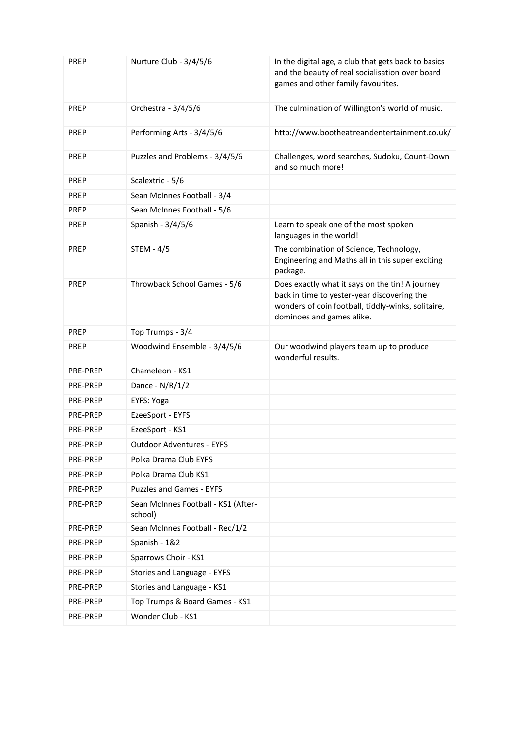| | | |
|---|---|---|
| PREP | Nurture Club - 3/4/5/6 | In the digital age, a club that gets back to basics and the beauty of real socialisation over board games and other family favourites. |
| PREP | Orchestra - 3/4/5/6 | The culmination of Willington's world of music. |
| PREP | Performing Arts - 3/4/5/6 | http://www.bootheatreandentertainment.co.uk/ |
| PREP | Puzzles and Problems - 3/4/5/6 | Challenges, word searches, Sudoku, Count-Down and so much more! |
| PREP | Scalextric - 5/6 | |
| PREP | Sean McInnes Football - 3/4 | |
| PREP | Sean McInnes Football - 5/6 | |
| PREP | Spanish - 3/4/5/6 | Learn to speak one of the most spoken languages in the world! |
| PREP | STEM - 4/5 | The combination of Science, Technology, Engineering and Maths all in this super exciting package. |
| PREP | Throwback School Games - 5/6 | Does exactly what it says on the tin! A journey back in time to yester-year discovering the wonders of coin football, tiddly-winks, solitaire, dominoes and games alike. |
| PREP | Top Trumps - 3/4 | |
| PREP | Woodwind Ensemble - 3/4/5/6 | Our woodwind players team up to produce wonderful results. |
| PRE-PREP | Chameleon - KS1 | |
| PRE-PREP | Dance - N/R/1/2 | |
| PRE-PREP | EYFS: Yoga | |
| PRE-PREP | EzeeSport - EYFS | |
| PRE-PREP | EzeeSport - KS1 | |
| PRE-PREP | Outdoor Adventures - EYFS | |
| PRE-PREP | Polka Drama Club EYFS | |
| PRE-PREP | Polka Drama Club KS1 | |
| PRE-PREP | Puzzles and Games - EYFS | |
| PRE-PREP | Sean McInnes Football - KS1 (After-school) | |
| PRE-PREP | Sean McInnes Football - Rec/1/2 | |
| PRE-PREP | Spanish - 1&2 | |
| PRE-PREP | Sparrows Choir - KS1 | |
| PRE-PREP | Stories and Language - EYFS | |
| PRE-PREP | Stories and Language - KS1 | |
| PRE-PREP | Top Trumps & Board Games - KS1 | |
| PRE-PREP | Wonder Club - KS1 | |